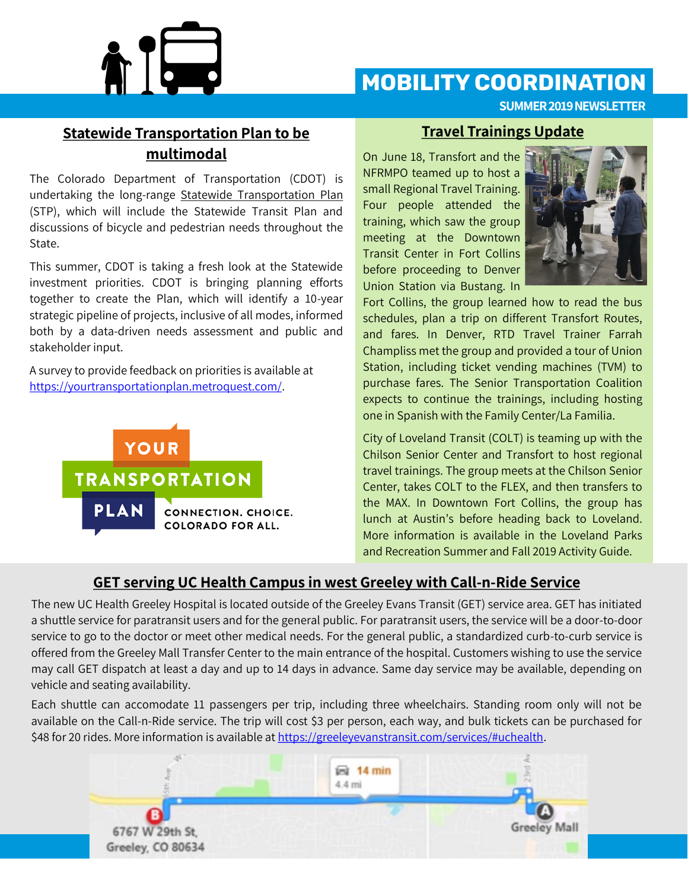# MOBILITY COORDINATION

**SUMMER 2019 NEWSLETTER**

## Statewide Transportation Plan to be multimodal

The Colorado Department of Transportation (CDOT) is undertaking the long-range Statewide Transportation Plan (STP), which will include the Statewide Transit Plan and discussions of bicycle and pedestrian needs throughout the State.

This summer, CDOT is taking a fresh look at the Statewide investment priorities. CDOT is bringing planning efforts together to create the Plan, which will identify a 10-year strategic pipeline of projects, inclusive of all modes, informed both by a data-driven needs assessment and public and stakeholder input.

A survey to provide feedback on priorities is available at https://yourtransportationplan.metroquest.com/.

YOUR TRANSPORTATION PLAN
CONNECTION. CHOICE. COLORADO FOR ALL.

## Travel Trainings Update

On June 18, Transfort and the NFRMPO teamed up to host a small Regional Travel Training. Four people attended the training, which saw the group meeting at the Downtown Transit Center in Fort Collins before proceeding to Denver Union Station via Bustang. In Fort Collins, the group learned how to read the bus schedules, plan a trip on different Transfort Routes, and fares. In Denver, RTD Travel Trainer Farrah Champliss met the group and provided a tour of Union Station, including ticket vending machines (TVM) to purchase fares. The Senior Transportation Coalition expects to continue the trainings, including hosting one in Spanish with the Family Center/La Familia.

City of Loveland Transit (COLT) is teaming up with the Chilson Senior Center and Transfort to host regional travel trainings. The group meets at the Chilson Senior Center, takes COLT to the FLEX, and then transfers to the MAX. In Downtown Fort Collins, the group has lunch at Austin's before heading back to Loveland. More information is available in the Loveland Parks and Recreation Summer and Fall 2019 Activity Guide.

## GET serving UC Health Campus in west Greeley with Call-n-Ride Service

The new UC Health Greeley Hospital is located outside of the Greeley Evans Transit (GET) service area. GET has initiated a shuttle service for paratransit users and for the general public. For paratransit users, the service will be a door-to-door service to go to the doctor or meet other medical needs. For the general public, a standardized curb-to-curb service is offered from the Greeley Mall Transfer Center to the main entrance of the hospital. Customers wishing to use the service may call GET dispatch at least a day and up to 14 days in advance. Same day service may be available, depending on vehicle and seating availability.

Each shuttle can accomodate 11 passengers per trip, including three wheelchairs. Standing room only will not be available on the Call-n-Ride service. The trip will cost $3 per person, each way, and bulk tickets can be purchased for $48 for 20 rides. More information is available at https://greeleyevanstransit.com/services/#uchealth.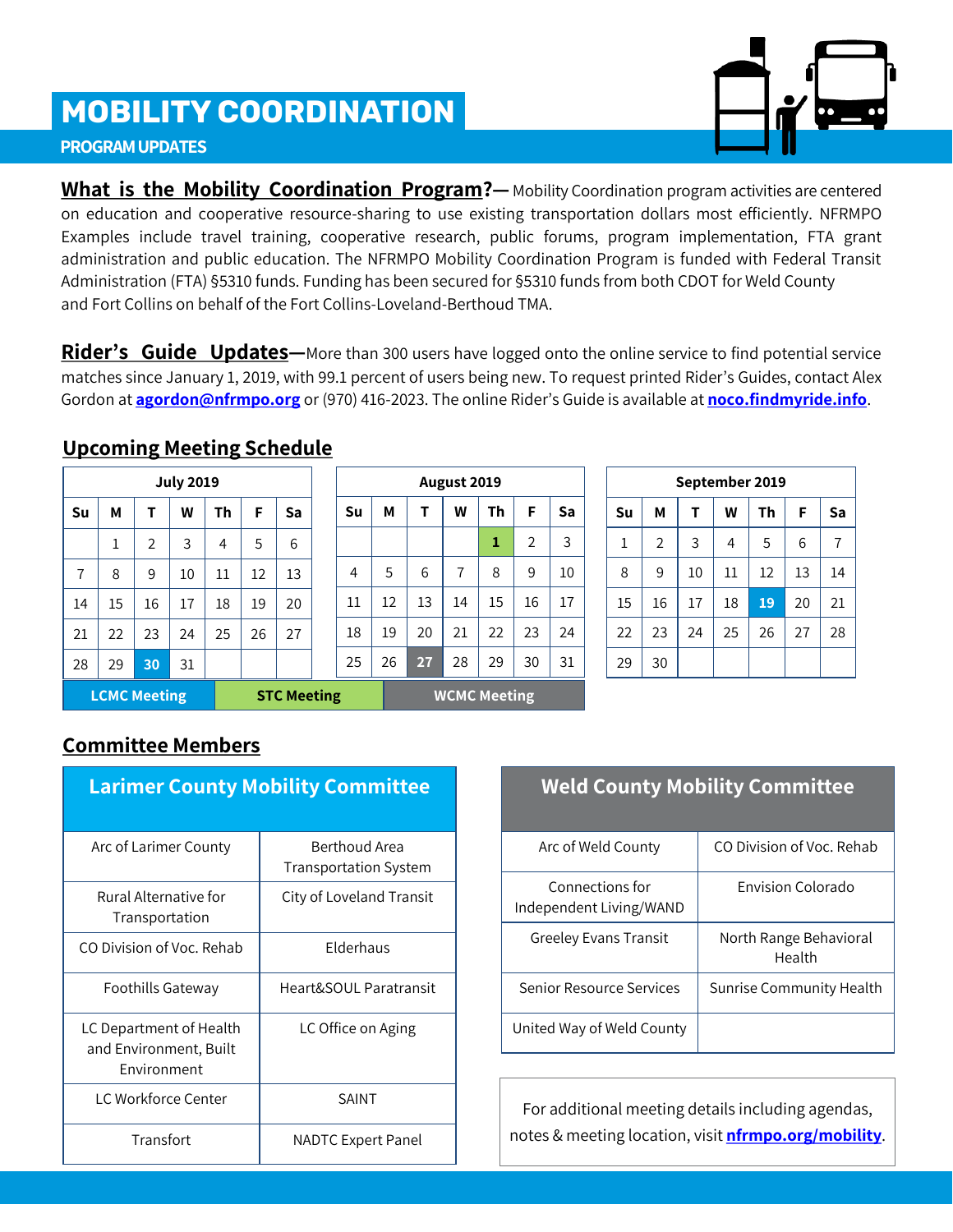# MOBILITY COORDINATION

**PROGRAM UPDATES**

**What is the Mobility Coordination Program?—** Mobility Coordination program activities are centered on education and cooperative resource-sharing to use existing transportation dollars most efficiently. NFRMPO Examples include travel training, cooperative research, public forums, program implementation, FTA grant administration and public education. The NFRMPO Mobility Coordination Program is funded with Federal Transit Administration (FTA) §5310 funds. Funding has been secured for §5310 funds from both CDOT for Weld County and Fort Collins on behalf of the Fort Collins-Loveland-Berthoud TMA.

**Rider's Guide Updates—**More than 300 users have logged onto the online service to find potential service matches since January 1, 2019, with 99.1 percent of users being new. To request printed Rider's Guides, contact Alex Gordon at **agordon@nfrmpo.org** or (970) 416-2023. The online Rider's Guide is available at **noco.findmyride.info**.

## Upcoming Meeting Schedule

**July 2019**

| Su | M | T | W | Th | F | Sa |
|---|---|---|---|---|---|---|
| | 1 | 2 | 3 | 4 | 5 | 6 |
| 7 | 8 | 9 | 10 | 11 | 12 | 13 |
| 14 | 15 | 16 | 17 | 18 | 19 | 20 |
| 21 | 22 | 23 | 24 | 25 | 26 | 27 |
| 28 | 29 | **30** | 31 | | | |

**August 2019**

| Su | M | T | W | Th | F | Sa |
|---|---|---|---|---|---|---|
| | | | | **1** | 2 | 3 |
| 4 | 5 | 6 | 7 | 8 | 9 | 10 |
| 11 | 12 | 13 | 14 | 15 | 16 | 17 |
| 18 | 19 | 20 | 21 | 22 | 23 | 24 |
| 25 | 26 | **27** | 28 | 29 | 30 | 31 |

**September 2019**

| Su | M | T | W | Th | F | Sa |
|---|---|---|---|---|---|---|
| 1 | 2 | 3 | 4 | 5 | 6 | 7 |
| 8 | 9 | 10 | 11 | 12 | 13 | 14 |
| 15 | 16 | 17 | 18 | **19** | 20 | 21 |
| 22 | 23 | 24 | 25 | 26 | 27 | 28 |
| 29 | 30 | | | | | |

LCMC Meeting | STC Meeting | WCMC Meeting

## Committee Members

| Larimer County Mobility Committee | |
|---|---|
| Arc of Larimer County | Berthoud Area Transportation System |
| Rural Alternative for Transportation | City of Loveland Transit |
| CO Division of Voc. Rehab | Elderhaus |
| Foothills Gateway | Heart&SOUL Paratransit |
| LC Department of Health and Environment, Built Environment | LC Office on Aging |
| LC Workforce Center | SAINT |
| Transfort | NADTC Expert Panel |

| Weld County Mobility Committee | |
|---|---|
| Arc of Weld County | CO Division of Voc. Rehab |
| Connections for Independent Living/WAND | Envision Colorado |
| Greeley Evans Transit | North Range Behavioral Health |
| Senior Resource Services | Sunrise Community Health |
| United Way of Weld County | |

For additional meeting details including agendas, notes & meeting location, visit **nfrmpo.org/mobility**.